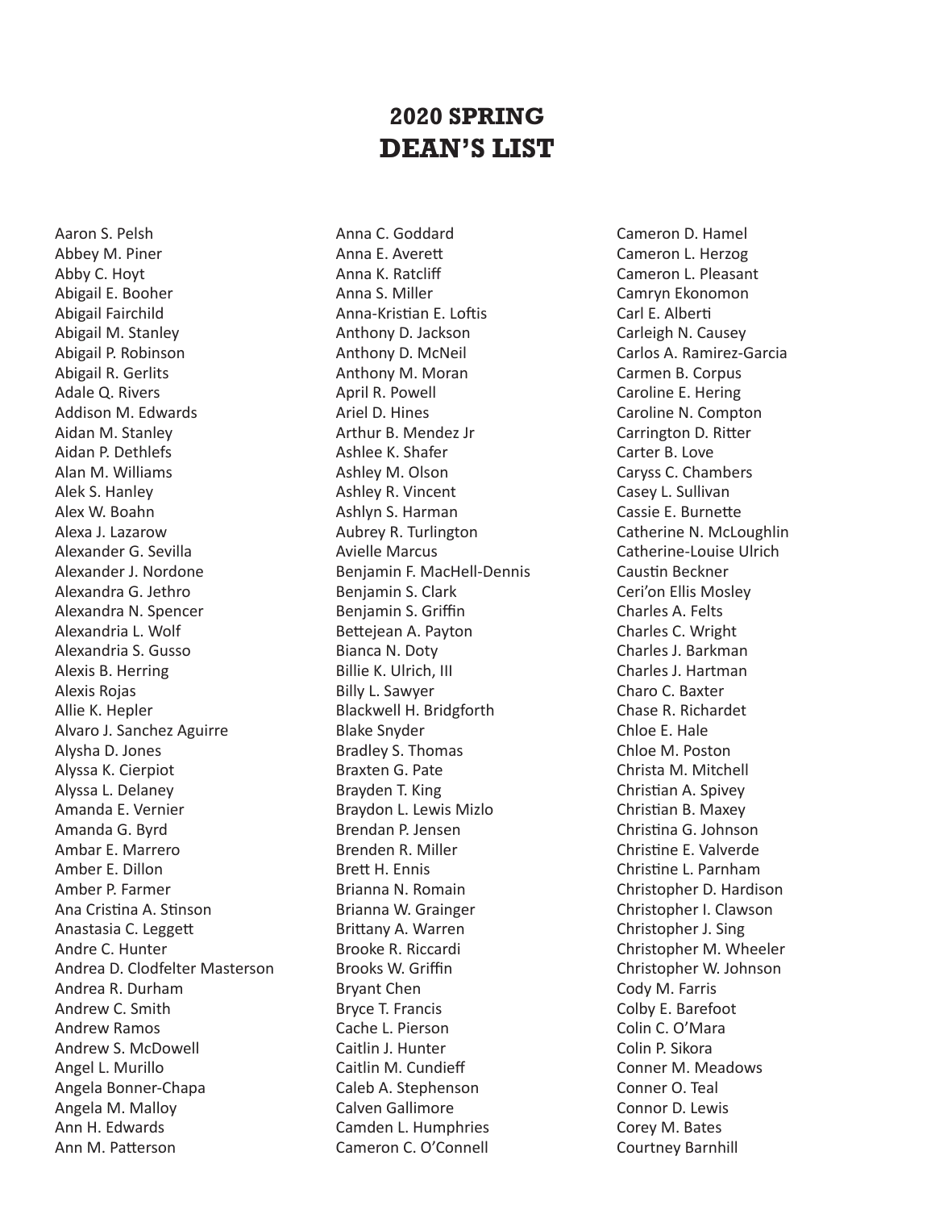# 2020 SPRING
# DEAN'S LIST

Aaron S. Pelsh
Abbey M. Piner
Abby C. Hoyt
Abigail E. Booher
Abigail Fairchild
Abigail M. Stanley
Abigail P. Robinson
Abigail R. Gerlits
Adale Q. Rivers
Addison M. Edwards
Aidan M. Stanley
Aidan P. Dethlefs
Alan M. Williams
Alek S. Hanley
Alex W. Boahn
Alexa J. Lazarow
Alexander G. Sevilla
Alexander J. Nordone
Alexandra G. Jethro
Alexandra N. Spencer
Alexandria L. Wolf
Alexandria S. Gusso
Alexis B. Herring
Alexis Rojas
Allie K. Hepler
Alvaro J. Sanchez Aguirre
Alysha D. Jones
Alyssa K. Cierpiot
Alyssa L. Delaney
Amanda E. Vernier
Amanda G. Byrd
Ambar E. Marrero
Amber E. Dillon
Amber P. Farmer
Ana Cristina A. Stinson
Anastasia C. Leggett
Andre C. Hunter
Andrea D. Clodfelter Masterson
Andrea R. Durham
Andrew C. Smith
Andrew Ramos
Andrew S. McDowell
Angel L. Murillo
Angela Bonner-Chapa
Angela M. Malloy
Ann H. Edwards
Ann M. Patterson
Anna C. Goddard
Anna E. Averett
Anna K. Ratcliff
Anna S. Miller
Anna-Kristian E. Loftis
Anthony D. Jackson
Anthony D. McNeil
Anthony M. Moran
April R. Powell
Ariel D. Hines
Arthur B. Mendez Jr
Ashlee K. Shafer
Ashley M. Olson
Ashley R. Vincent
Ashlyn S. Harman
Aubrey R. Turlington
Avielle Marcus
Benjamin F. MacHell-Dennis
Benjamin S. Clark
Benjamin S. Griffin
Bettejean A. Payton
Bianca N. Doty
Billie K. Ulrich, III
Billy L. Sawyer
Blackwell H. Bridgforth
Blake Snyder
Bradley S. Thomas
Braxten G. Pate
Brayden T. King
Braydon L. Lewis Mizlo
Brendan P. Jensen
Brenden R. Miller
Brett H. Ennis
Brianna N. Romain
Brianna W. Grainger
Brittany A. Warren
Brooke R. Riccardi
Brooks W. Griffin
Bryant Chen
Bryce T. Francis
Cache L. Pierson
Caitlin J. Hunter
Caitlin M. Cundieff
Caleb A. Stephenson
Calven Gallimore
Camden L. Humphries
Cameron C. O'Connell
Cameron D. Hamel
Cameron L. Herzog
Cameron L. Pleasant
Camryn Ekonomon
Carl E. Alberti
Carleigh N. Causey
Carlos A. Ramirez-Garcia
Carmen B. Corpus
Caroline E. Hering
Caroline N. Compton
Carrington D. Ritter
Carter B. Love
Caryss C. Chambers
Casey L. Sullivan
Cassie E. Burnette
Catherine N. McLoughlin
Catherine-Louise Ulrich
Caustin Beckner
Ceri'on Ellis Mosley
Charles A. Felts
Charles C. Wright
Charles J. Barkman
Charles J. Hartman
Charo C. Baxter
Chase R. Richardet
Chloe E. Hale
Chloe M. Poston
Christa M. Mitchell
Christian A. Spivey
Christian B. Maxey
Christina G. Johnson
Christine E. Valverde
Christine L. Parnham
Christopher D. Hardison
Christopher I. Clawson
Christopher J. Sing
Christopher M. Wheeler
Christopher W. Johnson
Cody M. Farris
Colby E. Barefoot
Colin C. O'Mara
Colin P. Sikora
Conner M. Meadows
Conner O. Teal
Connor D. Lewis
Corey M. Bates
Courtney Barnhill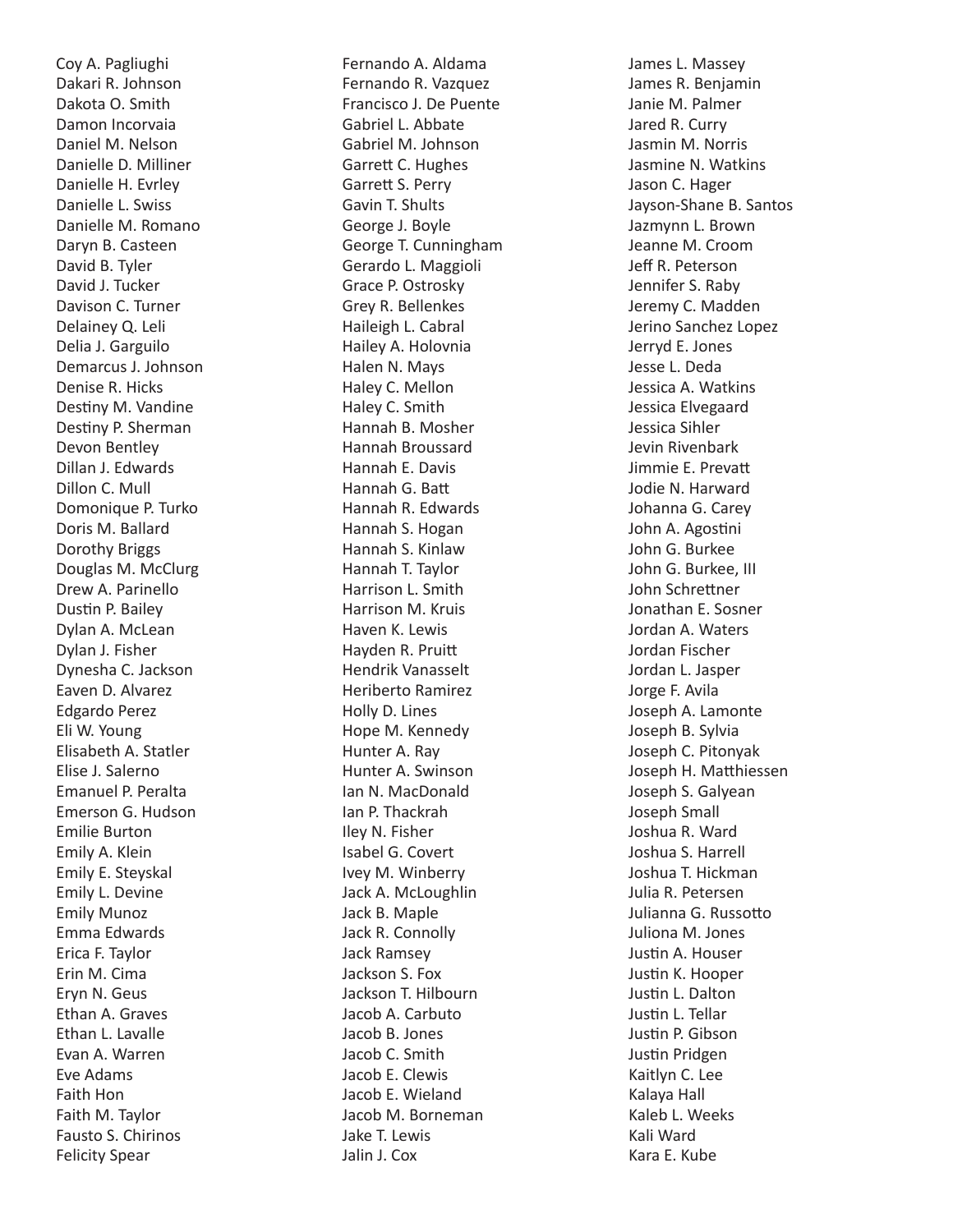Coy A. Pagliughi
Dakari R. Johnson
Dakota O. Smith
Damon Incorvaia
Daniel M. Nelson
Danielle D. Milliner
Danielle H. Evrley
Danielle L. Swiss
Danielle M. Romano
Daryn B. Casteen
David B. Tyler
David J. Tucker
Davison C. Turner
Delainey Q. Leli
Delia J. Garguilo
Demarcus J. Johnson
Denise R. Hicks
Destiny M. Vandine
Destiny P. Sherman
Devon Bentley
Dillan J. Edwards
Dillon C. Mull
Domonique P. Turko
Doris M. Ballard
Dorothy Briggs
Douglas M. McClurg
Drew A. Parinello
Dustin P. Bailey
Dylan A. McLean
Dylan J. Fisher
Dynesha C. Jackson
Eaven D. Alvarez
Edgardo Perez
Eli W. Young
Elisabeth A. Statler
Elise J. Salerno
Emanuel P. Peralta
Emerson G. Hudson
Emilie Burton
Emily A. Klein
Emily E. Steyskal
Emily L. Devine
Emily Munoz
Emma Edwards
Erica F. Taylor
Erin M. Cima
Eryn N. Geus
Ethan A. Graves
Ethan L. Lavalle
Evan A. Warren
Eve Adams
Faith Hon
Faith M. Taylor
Fausto S. Chirinos
Felicity Spear
Fernando A. Aldama
Fernando R. Vazquez
Francisco J. De Puente
Gabriel L. Abbate
Gabriel M. Johnson
Garrett C. Hughes
Garrett S. Perry
Gavin T. Shults
George J. Boyle
George T. Cunningham
Gerardo L. Maggioli
Grace P. Ostrosky
Grey R. Bellenkes
Haileigh L. Cabral
Hailey A. Holovnia
Halen N. Mays
Haley C. Mellon
Haley C. Smith
Hannah B. Mosher
Hannah Broussard
Hannah E. Davis
Hannah G. Batt
Hannah R. Edwards
Hannah S. Hogan
Hannah S. Kinlaw
Hannah T. Taylor
Harrison L. Smith
Harrison M. Kruis
Haven K. Lewis
Hayden R. Pruitt
Hendrik Vanasselt
Heriberto Ramirez
Holly D. Lines
Hope M. Kennedy
Hunter A. Ray
Hunter A. Swinson
Ian N. MacDonald
Ian P. Thackrah
Iley N. Fisher
Isabel G. Covert
Ivey M. Winberry
Jack A. McLoughlin
Jack B. Maple
Jack R. Connolly
Jack Ramsey
Jackson S. Fox
Jackson T. Hilbourn
Jacob A. Carbuto
Jacob B. Jones
Jacob C. Smith
Jacob E. Clewis
Jacob E. Wieland
Jacob M. Borneman
Jake T. Lewis
Jalin J. Cox
James L. Massey
James R. Benjamin
Janie M. Palmer
Jared R. Curry
Jasmin M. Norris
Jasmine N. Watkins
Jason C. Hager
Jayson-Shane B. Santos
Jazmynn L. Brown
Jeanne M. Croom
Jeff R. Peterson
Jennifer S. Raby
Jeremy C. Madden
Jerino Sanchez Lopez
Jerryd E. Jones
Jesse L. Deda
Jessica A. Watkins
Jessica Elvegaard
Jessica Sihler
Jevin Rivenbark
Jimmie E. Prevatt
Jodie N. Harward
Johanna G. Carey
John A. Agostini
John G. Burkee
John G. Burkee, III
John Schrettner
Jonathan E. Sosner
Jordan A. Waters
Jordan Fischer
Jordan L. Jasper
Jorge F. Avila
Joseph A. Lamonte
Joseph B. Sylvia
Joseph C. Pitonyak
Joseph H. Matthiessen
Joseph S. Galyean
Joseph Small
Joshua R. Ward
Joshua S. Harrell
Joshua T. Hickman
Julia R. Petersen
Julianna G. Russotto
Juliona M. Jones
Justin A. Houser
Justin K. Hooper
Justin L. Dalton
Justin L. Tellar
Justin P. Gibson
Justin Pridgen
Kaitlyn C. Lee
Kalaya Hall
Kaleb L. Weeks
Kali Ward
Kara E. Kube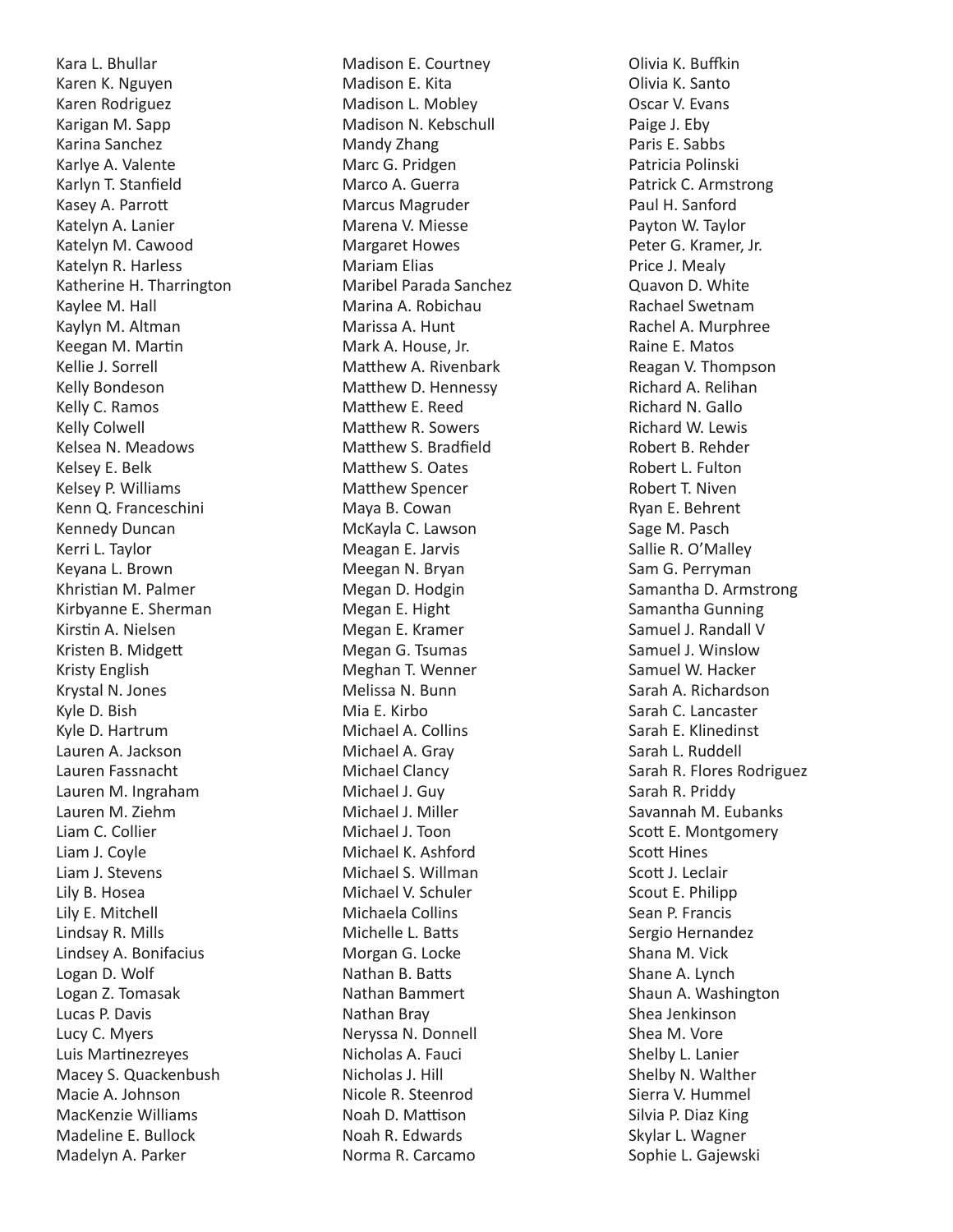Kara L. Bhullar
Karen K. Nguyen
Karen Rodriguez
Karigan M. Sapp
Karina Sanchez
Karlye A. Valente
Karlyn T. Stanfield
Kasey A. Parrott
Katelyn A. Lanier
Katelyn M. Cawood
Katelyn R. Harless
Katherine H. Tharrington
Kaylee M. Hall
Kaylyn M. Altman
Keegan M. Martin
Kellie J. Sorrell
Kelly Bondeson
Kelly C. Ramos
Kelly Colwell
Kelsea N. Meadows
Kelsey E. Belk
Kelsey P. Williams
Kenn Q. Franceschini
Kennedy Duncan
Kerri L. Taylor
Keyana L. Brown
Khristian M. Palmer
Kirbyanne E. Sherman
Kirstin A. Nielsen
Kristen B. Midgett
Kristy English
Krystal N. Jones
Kyle D. Bish
Kyle D. Hartrum
Lauren A. Jackson
Lauren Fassnacht
Lauren M. Ingraham
Lauren M. Ziehm
Liam C. Collier
Liam J. Coyle
Liam J. Stevens
Lily B. Hosea
Lily E. Mitchell
Lindsay R. Mills
Lindsey A. Bonifacius
Logan D. Wolf
Logan Z. Tomasak
Lucas P. Davis
Lucy C. Myers
Luis Martinezreyes
Macey S. Quackenbush
Macie A. Johnson
MacKenzie Williams
Madeline E. Bullock
Madelyn A. Parker
Madison E. Courtney
Madison E. Kita
Madison L. Mobley
Madison N. Kebschull
Mandy Zhang
Marc G. Pridgen
Marco A. Guerra
Marcus Magruder
Marena V. Miesse
Margaret Howes
Mariam Elias
Maribel Parada Sanchez
Marina A. Robichau
Marissa A. Hunt
Mark A. House, Jr.
Matthew A. Rivenbark
Matthew D. Hennessy
Matthew E. Reed
Matthew R. Sowers
Matthew S. Bradfield
Matthew S. Oates
Matthew Spencer
Maya B. Cowan
McKayla C. Lawson
Meagan E. Jarvis
Meegan N. Bryan
Megan D. Hodgin
Megan E. Hight
Megan E. Kramer
Megan G. Tsumas
Meghan T. Wenner
Melissa N. Bunn
Mia E. Kirbo
Michael A. Collins
Michael A. Gray
Michael Clancy
Michael J. Guy
Michael J. Miller
Michael J. Toon
Michael K. Ashford
Michael S. Willman
Michael V. Schuler
Michaela Collins
Michelle L. Batts
Morgan G. Locke
Nathan B. Batts
Nathan Bammert
Nathan Bray
Neryssa N. Donnell
Nicholas A. Fauci
Nicholas J. Hill
Nicole R. Steenrod
Noah D. Mattison
Noah R. Edwards
Norma R. Carcamo
Olivia K. Buffkin
Olivia K. Santo
Oscar V. Evans
Paige J. Eby
Paris E. Sabbs
Patricia Polinski
Patrick C. Armstrong
Paul H. Sanford
Payton W. Taylor
Peter G. Kramer, Jr.
Price J. Mealy
Quavon D. White
Rachael Swetnam
Rachel A. Murphree
Raine E. Matos
Reagan V. Thompson
Richard A. Relihan
Richard N. Gallo
Richard W. Lewis
Robert B. Rehder
Robert L. Fulton
Robert T. Niven
Ryan E. Behrent
Sage M. Pasch
Sallie R. O'Malley
Sam G. Perryman
Samantha D. Armstrong
Samantha Gunning
Samuel J. Randall V
Samuel J. Winslow
Samuel W. Hacker
Sarah A. Richardson
Sarah C. Lancaster
Sarah E. Klinedinst
Sarah L. Ruddell
Sarah R. Flores Rodriguez
Sarah R. Priddy
Savannah M. Eubanks
Scott E. Montgomery
Scott Hines
Scott J. Leclair
Scout E. Philipp
Sean P. Francis
Sergio Hernandez
Shana M. Vick
Shane A. Lynch
Shaun A. Washington
Shea Jenkinson
Shea M. Vore
Shelby L. Lanier
Shelby N. Walther
Sierra V. Hummel
Silvia P. Diaz King
Skylar L. Wagner
Sophie L. Gajewski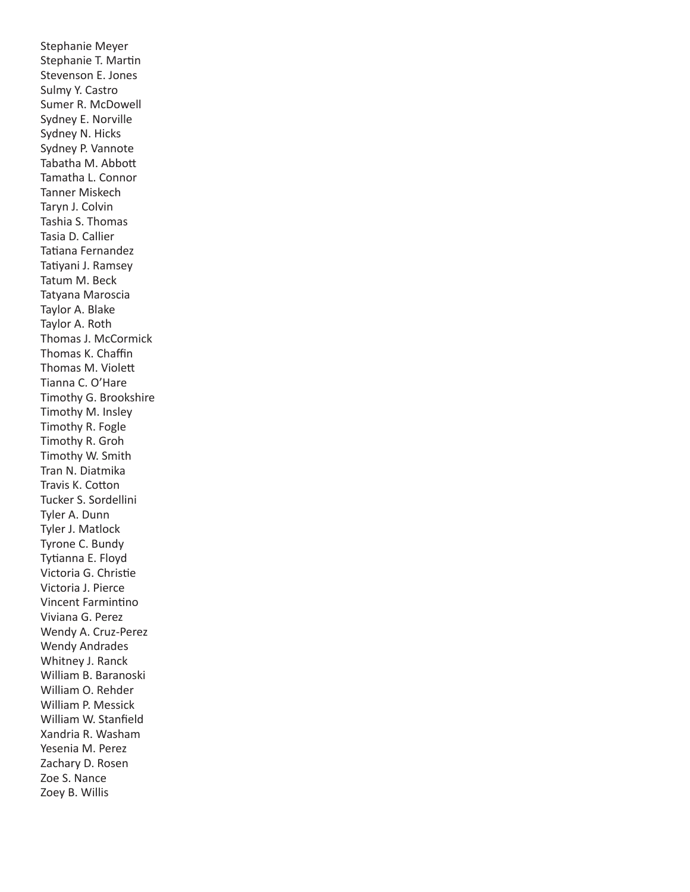Stephanie Meyer
Stephanie T. Martin
Stevenson E. Jones
Sulmy Y. Castro
Sumer R. McDowell
Sydney E. Norville
Sydney N. Hicks
Sydney P. Vannote
Tabatha M. Abbott
Tamatha L. Connor
Tanner Miskech
Taryn J. Colvin
Tashia S. Thomas
Tasia D. Callier
Tatiana Fernandez
Tatiyani J. Ramsey
Tatum M. Beck
Tatyana Maroscia
Taylor A. Blake
Taylor A. Roth
Thomas J. McCormick
Thomas K. Chaffin
Thomas M. Violett
Tianna C. O'Hare
Timothy G. Brookshire
Timothy M. Insley
Timothy R. Fogle
Timothy R. Groh
Timothy W. Smith
Tran N. Diatmika
Travis K. Cotton
Tucker S. Sordellini
Tyler A. Dunn
Tyler J. Matlock
Tyrone C. Bundy
Tytianna E. Floyd
Victoria G. Christie
Victoria J. Pierce
Vincent Farmintino
Viviana G. Perez
Wendy A. Cruz-Perez
Wendy Andrades
Whitney J. Ranck
William B. Baranoski
William O. Rehder
William P. Messick
William W. Stanfield
Xandria R. Washam
Yesenia M. Perez
Zachary D. Rosen
Zoe S. Nance
Zoey B. Willis